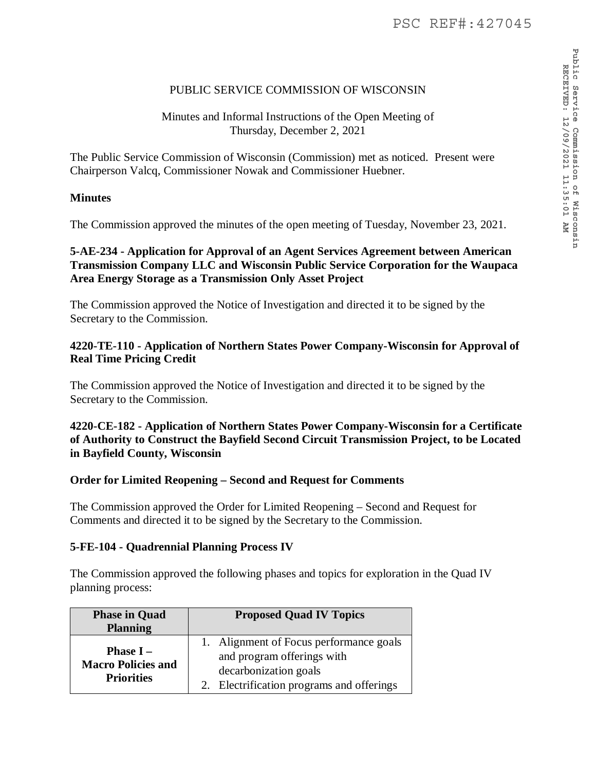PUBLIC SERVICE COMMISSION OF WISCONSIN

Minutes and Informal Instructions of the Open Meeting of
Thursday, December 2, 2021

The Public Service Commission of Wisconsin (Commission) met as noticed. Present were Chairperson Valcq, Commissioner Nowak and Commissioner Huebner.

**Minutes**

The Commission approved the minutes of the open meeting of Tuesday, November 23, 2021.

**5-AE-234 - Application for Approval of an Agent Services Agreement between American Transmission Company LLC and Wisconsin Public Service Corporation for the Waupaca Area Energy Storage as a Transmission Only Asset Project**

The Commission approved the Notice of Investigation and directed it to be signed by the Secretary to the Commission.

**4220-TE-110 - Application of Northern States Power Company-Wisconsin for Approval of Real Time Pricing Credit**

The Commission approved the Notice of Investigation and directed it to be signed by the Secretary to the Commission.

**4220-CE-182 - Application of Northern States Power Company-Wisconsin for a Certificate of Authority to Construct the Bayfield Second Circuit Transmission Project, to be Located in Bayfield County, Wisconsin**

**Order for Limited Reopening – Second and Request for Comments**

The Commission approved the Order for Limited Reopening – Second and Request for Comments and directed it to be signed by the Secretary to the Commission.

**5-FE-104 - Quadrennial Planning Process IV**

The Commission approved the following phases and topics for exploration in the Quad IV planning process:

| Phase in Quad Planning | Proposed Quad IV Topics |
|---|---|
| **Phase I – Macro Policies and Priorities** | 1. Alignment of Focus performance goals and program offerings with decarbonization goals<br>2. Electrification programs and offerings |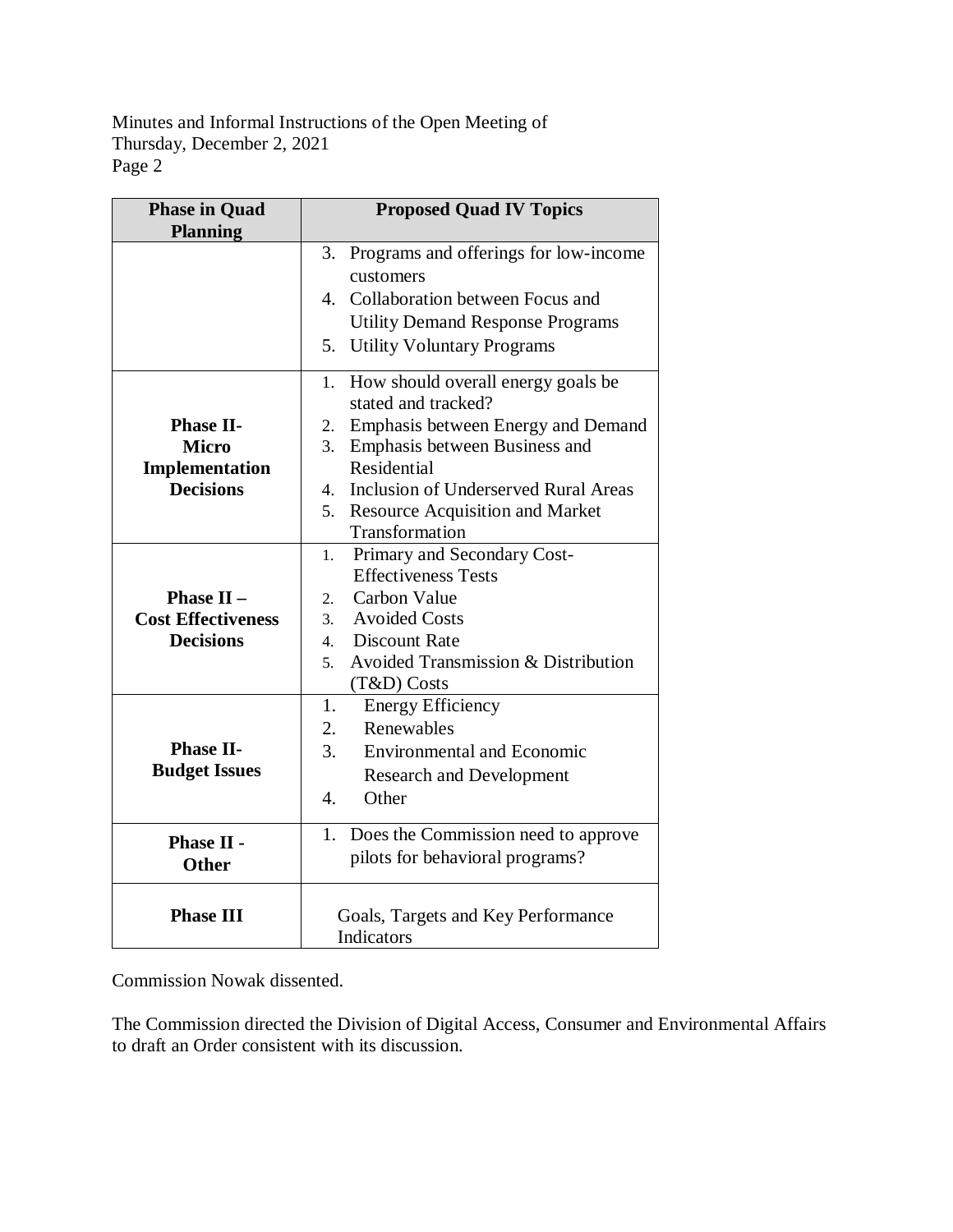| Phase in Quad Planning | Proposed Quad IV Topics |
|---|---|
| | 3. Programs and offerings for low-income customers<br>4. Collaboration between Focus and Utility Demand Response Programs<br>5. Utility Voluntary Programs |
| **Phase II- Micro Implementation Decisions** | 1. How should overall energy goals be stated and tracked?<br>2. Emphasis between Energy and Demand<br>3. Emphasis between Business and Residential<br>4. Inclusion of Underserved Rural Areas<br>5. Resource Acquisition and Market Transformation |
| **Phase II – Cost Effectiveness Decisions** | 1. Primary and Secondary Cost-Effectiveness Tests<br>2. Carbon Value<br>3. Avoided Costs<br>4. Discount Rate<br>5. Avoided Transmission & Distribution (T&D) Costs |
| **Phase II- Budget Issues** | 1. Energy Efficiency<br>2. Renewables<br>3. Environmental and Economic Research and Development<br>4. Other |
| **Phase II - Other** | 1. Does the Commission need to approve pilots for behavioral programs? |
| **Phase III** | Goals, Targets and Key Performance Indicators |

Commission Nowak dissented.

The Commission directed the Division of Digital Access, Consumer and Environmental Affairs to draft an Order consistent with its discussion.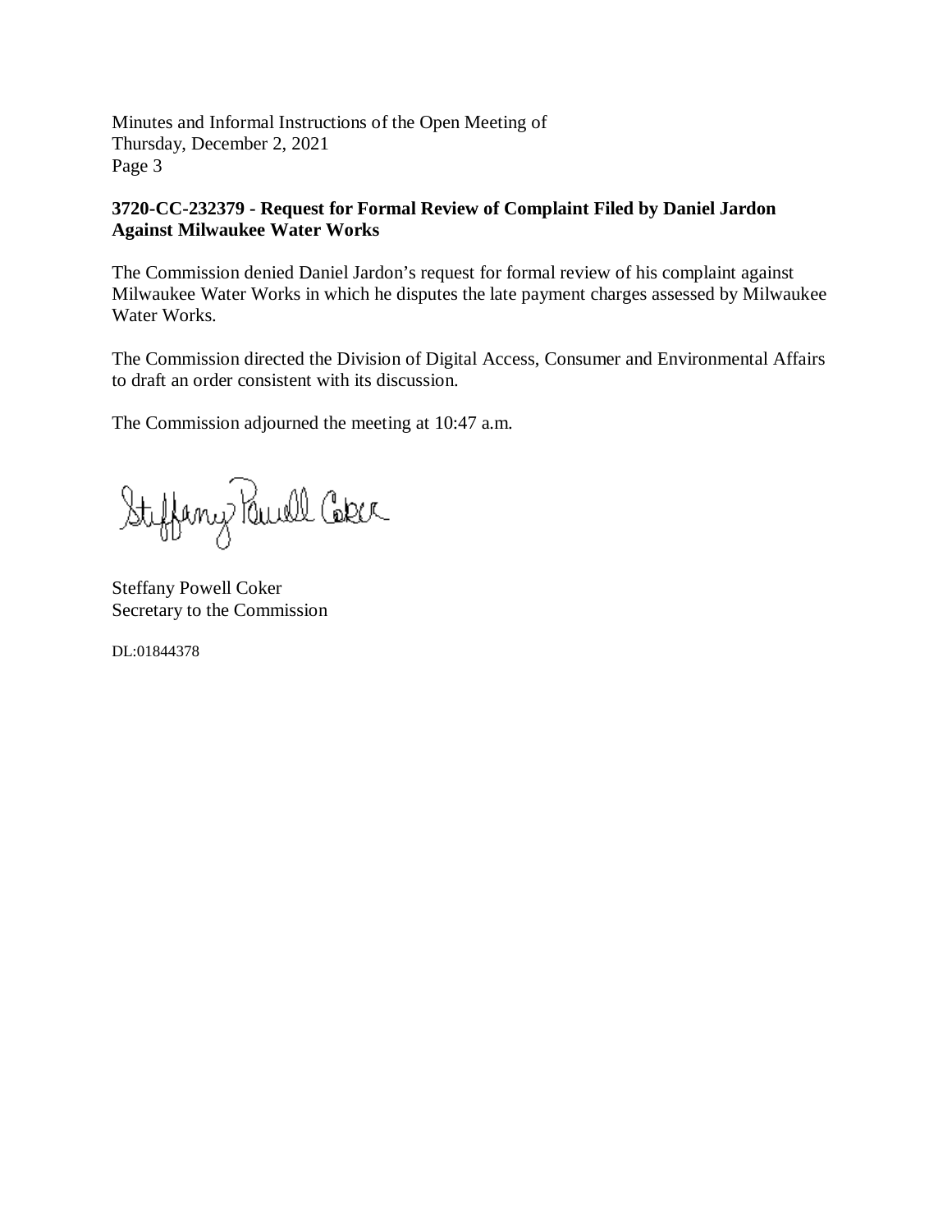**3720-CC-232379 - Request for Formal Review of Complaint Filed by Daniel Jardon Against Milwaukee Water Works**

The Commission denied Daniel Jardon's request for formal review of his complaint against Milwaukee Water Works in which he disputes the late payment charges assessed by Milwaukee Water Works.

The Commission directed the Division of Digital Access, Consumer and Environmental Affairs to draft an order consistent with its discussion.

The Commission adjourned the meeting at 10:47 a.m.

Steffany Powell Coker
Secretary to the Commission

DL:01844378